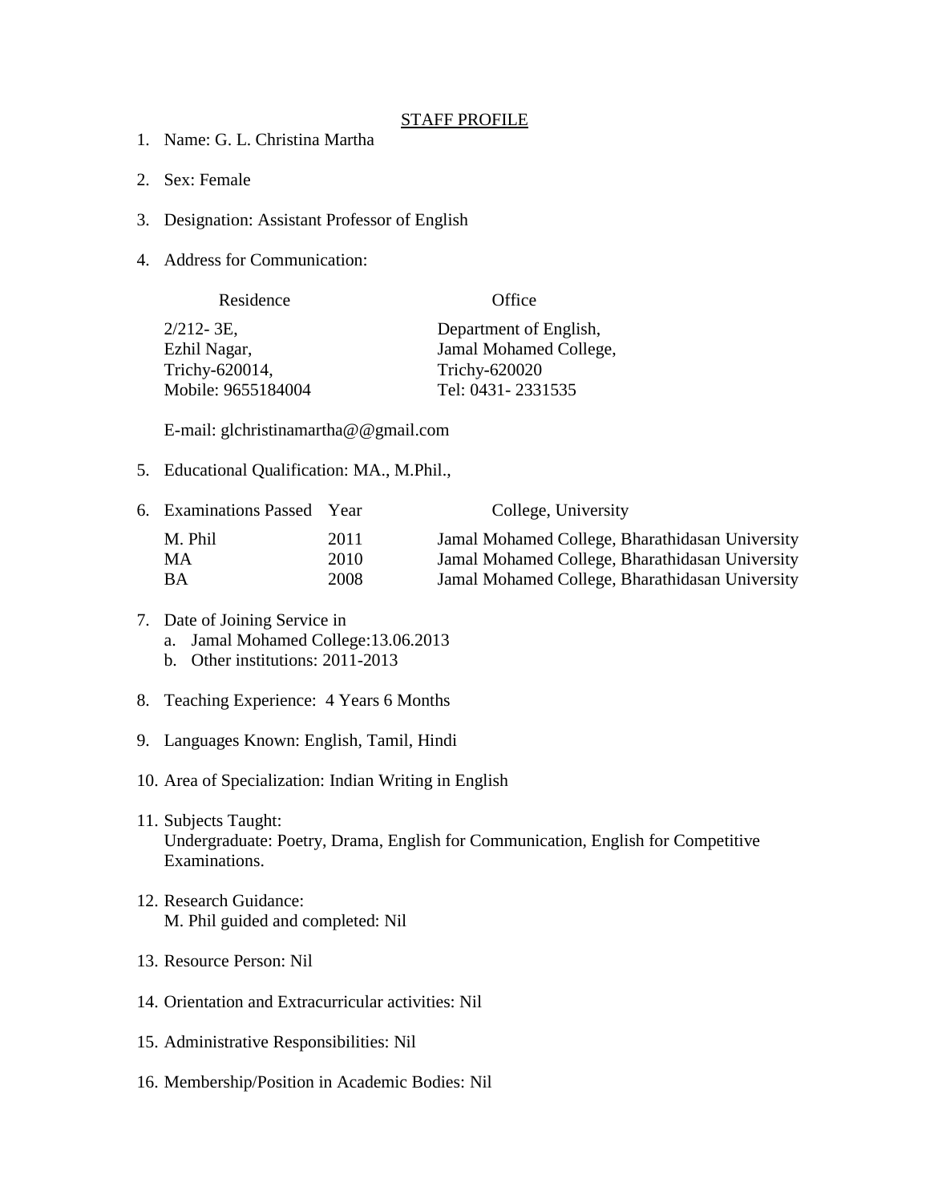# STAFF PROFILE

1. Name: G. L. Christina Martha

2. Sex: Female

3. Designation: Assistant Professor of English

4. Address for Communication:

| Residence | Office |
|---|---|
| 2/212- 3E, | Department of English, |
| Ezhil Nagar, | Jamal Mohamed College, |
| Trichy-620014, | Trichy-620020 |
| Mobile: 9655184004 | Tel: 0431- 2331535 |

   E-mail: glchristinamartha@@gmail.com

5. Educational Qualification: MA., M.Phil.,

6. Examinations Passed

| Examinations Passed | Year | College, University |
|---|---|---|
| M. Phil | 2011 | Jamal Mohamed College, Bharathidasan University |
| MA | 2010 | Jamal Mohamed College, Bharathidasan University |
| BA | 2008 | Jamal Mohamed College, Bharathidasan University |

7. Date of Joining Service in
   a. Jamal Mohamed College:13.06.2013
   b. Other institutions: 2011-2013

8. Teaching Experience: 4 Years 6 Months

9. Languages Known: English, Tamil, Hindi

10. Area of Specialization: Indian Writing in English

11. Subjects Taught:
    Undergraduate: Poetry, Drama, English for Communication, English for Competitive Examinations.

12. Research Guidance:
    M. Phil guided and completed: Nil

13. Resource Person: Nil

14. Orientation and Extracurricular activities: Nil

15. Administrative Responsibilities: Nil

16. Membership/Position in Academic Bodies: Nil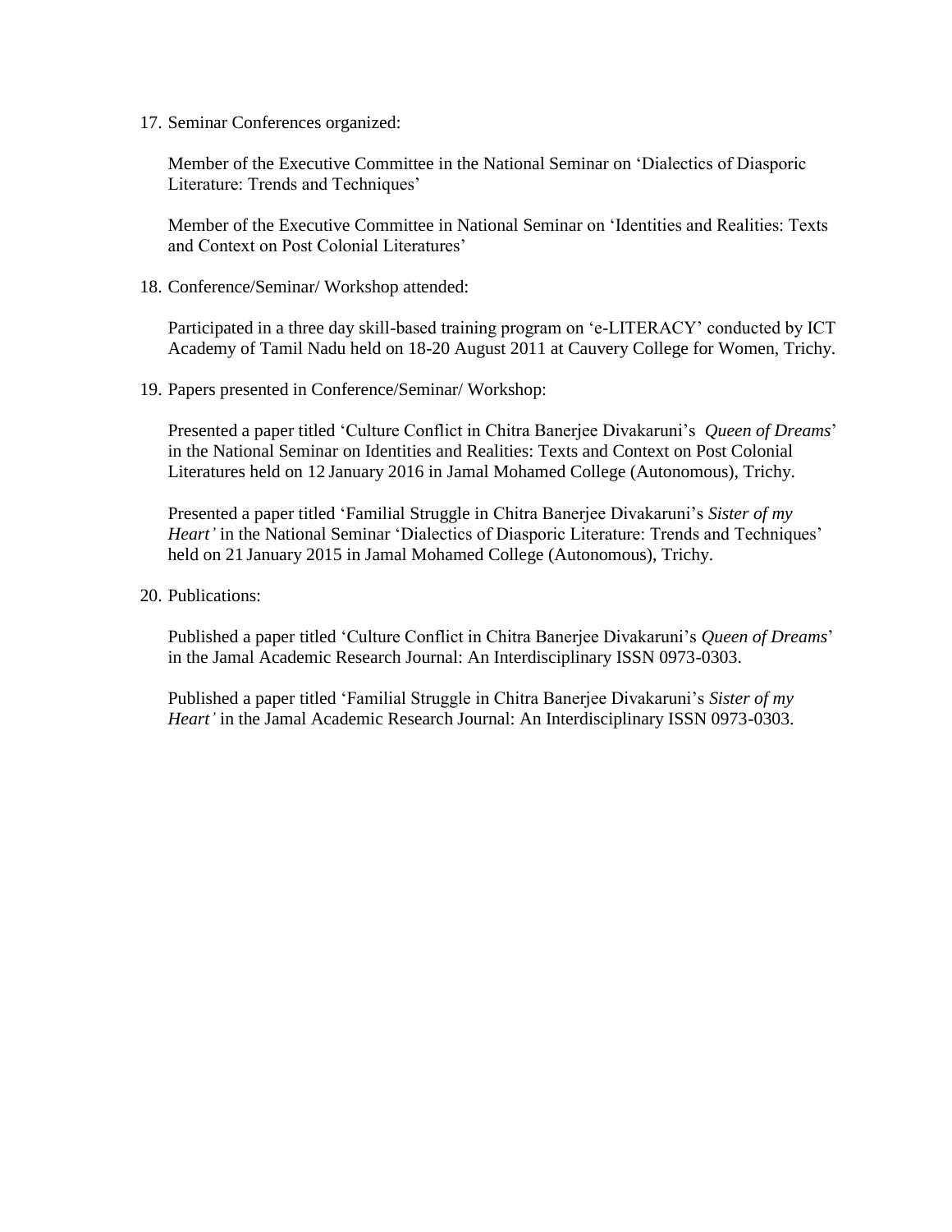17. Seminar Conferences organized:

    Member of the Executive Committee in the National Seminar on 'Dialectics of Diasporic Literature: Trends and Techniques'

    Member of the Executive Committee in National Seminar on 'Identities and Realities: Texts and Context on Post Colonial Literatures'

18. Conference/Seminar/ Workshop attended:

    Participated in a three day skill-based training program on 'e-LITERACY' conducted by ICT Academy of Tamil Nadu held on 18-20 August 2011 at Cauvery College for Women, Trichy.

19. Papers presented in Conference/Seminar/ Workshop:

    Presented a paper titled 'Culture Conflict in Chitra Banerjee Divakaruni's *Queen of Dreams*' in the National Seminar on Identities and Realities: Texts and Context on Post Colonial Literatures held on 12 January 2016 in Jamal Mohamed College (Autonomous), Trichy.

    Presented a paper titled 'Familial Struggle in Chitra Banerjee Divakaruni's *Sister of my Heart'* in the National Seminar 'Dialectics of Diasporic Literature: Trends and Techniques' held on 21 January 2015 in Jamal Mohamed College (Autonomous), Trichy.

20. Publications:

    Published a paper titled 'Culture Conflict in Chitra Banerjee Divakaruni's *Queen of Dreams*' in the Jamal Academic Research Journal: An Interdisciplinary ISSN 0973-0303.

    Published a paper titled 'Familial Struggle in Chitra Banerjee Divakaruni's *Sister of my Heart'* in the Jamal Academic Research Journal: An Interdisciplinary ISSN 0973-0303.